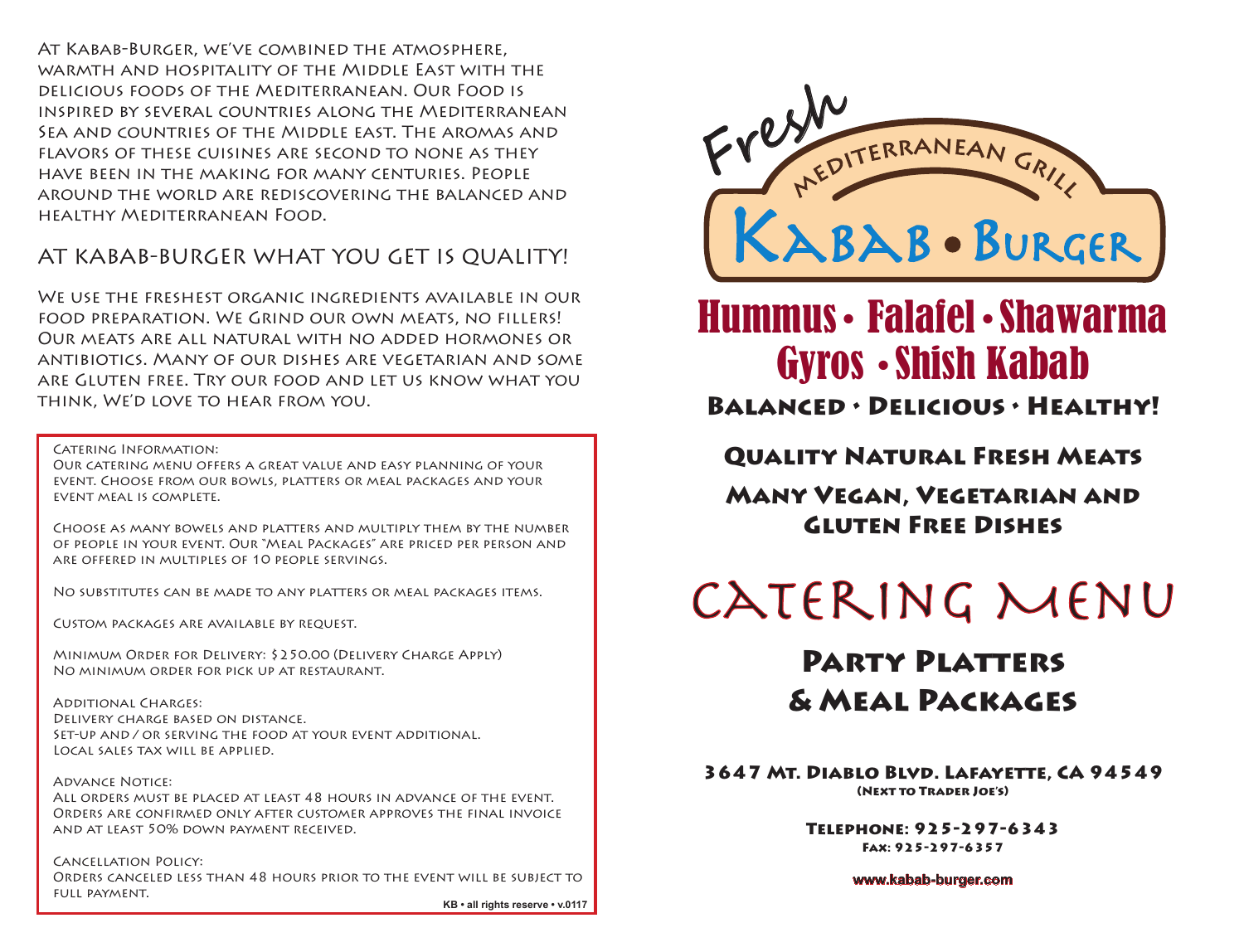At Kabab-Burger, we've combined the atmosphere, warmth and hospitality of the Middle East with the delicious foods of the Mediterranean. Our Food is inspired by several countries along the Mediterranean Sea and countries of the Middle east. The aromas and flavors of these cuisines are second to none as they have been in the making for many centuries. People around the world are rediscovering the balanced and healthy Mediterranean Food.

## AT KABAB-BURGER WHAT YOU GET IS QUALITY!

We use the freshest organic ingredients available in our food preparation. We Grind our own meats, no fillers! Our meats are all natural with no added hormones or antibiotics. Many of our dishes are vegetarian and some are Gluten free. Try our food and let us know what you think, We'd love to hear from you.

**Catering Information:**
Our catering menu offers a great value and easy planning of your event. Choose from our bowls, platters or meal packages and your event meal is complete.

Choose as many bowels and platters and multiply them by the number of people in your event. Our "Meal Packages" are priced per person and are offered in multiples of 10 people servings.

No substitutes can be made to any platters or meal packages items.

Custom packages are available by request.

Minimum Order for Delivery: $250.00 (Delivery Charge Apply)
No minimum order for pick up at restaurant.

**Additional Charges:**
Delivery charge based on distance.
Set-up and / or serving the food at your event additional.
Local sales tax will be applied.

**Advance Notice:**
All orders must be placed at least 48 hours in advance of the event. Orders are confirmed only after customer approves the final invoice and at least 50% down payment received.

**Cancellation Policy:**
Orders canceled less than 48 hours prior to the event will be subject to full payment.

KB • all rights reserve • v.0117

Fresh Mediterranean Grill

# Kabab • Burger

## Hummus • Falafel • Shawarma Gyros • Shish Kabab

**Balanced • Delicious • Healthy!**

**Quality Natural Fresh Meats**

**Many Vegan, Vegetarian and Gluten Free Dishes**

# CATERING MENU

## Party Platters & Meal Packages

**3647 Mt. Diablo Blvd. Lafayette, CA 94549**
(Next to Trader Joe's)

**Telephone: 925-297-6343**
Fax: 925-297-6357

www.kabab-burger.com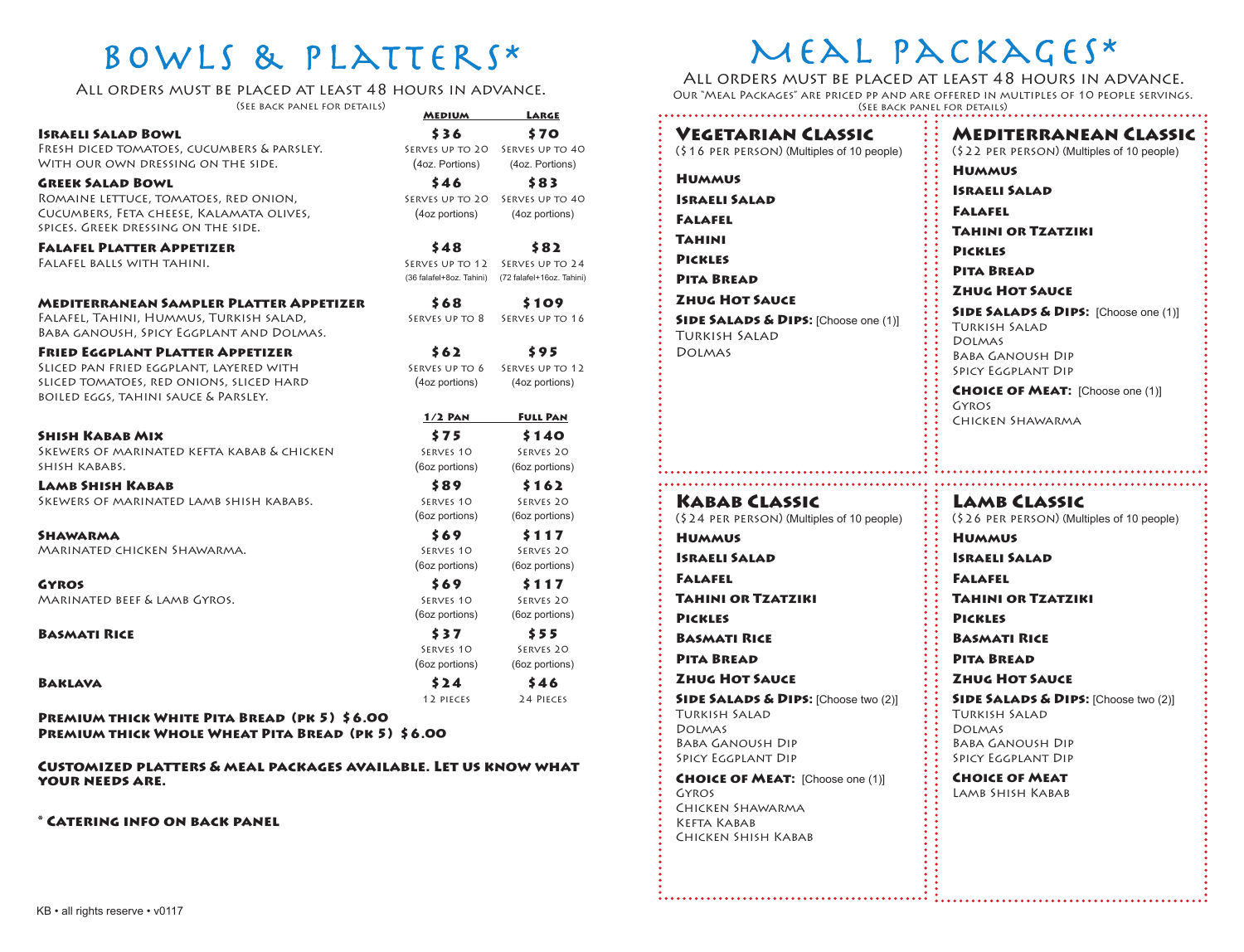# Bowls & Platters*

All orders must be placed at least 48 hours in advance.
(See back panel for details)

| | Medium | Large |
|---|---|---|
| **Israeli Salad Bowl**<br>Fresh diced tomatoes, cucumbers & parsley. With our own dressing on the side. | **$36**<br>Serves up to 20<br>(4oz. Portions) | **$70**<br>Serves up to 40<br>(4oz. Portions) |
| **Greek Salad Bowl**<br>Romaine lettuce, tomatoes, red onion, cucumbers, feta cheese, Kalamata olives, spices. Greek dressing on the side. | **$46**<br>Serves up to 20<br>(4oz portions) | **$83**<br>Serves up to 40<br>(4oz portions) |
| **Falafel Platter Appetizer**<br>Falafel balls with tahini. | **$48**<br>Serves up to 12<br>(36 falafel+8oz. Tahini) | **$82**<br>Serves up to 24<br>(72 falafel+16oz. Tahini) |
| **Mediterranean Sampler Platter Appetizer**<br>Falafel, Tahini, Hummus, Turkish salad, Baba Ganoush, Spicy Eggplant and Dolmas. | **$68**<br>Serves up to 8 | **$109**<br>Serves up to 16 |
| **Fried Eggplant Platter Appetizer**<br>Sliced pan fried eggplant, layered with sliced tomatoes, red onions, sliced hard boiled eggs, tahini sauce & parsley. | **$62**<br>Serves up to 6<br>(4oz portions) | **$95**<br>Serves up to 12<br>(4oz portions) |

| | 1/2 Pan | Full Pan |
|---|---|---|
| **Shish Kabab Mix**<br>Skewers of marinated kefta kabab & chicken shish kababs. | **$75**<br>Serves 10<br>(6oz portions) | **$140**<br>Serves 20<br>(6oz portions) |
| **Lamb Shish Kabab**<br>Skewers of marinated lamb shish kababs. | **$89**<br>Serves 10<br>(6oz portions) | **$162**<br>Serves 20<br>(6oz portions) |
| **Shawarma**<br>Marinated chicken Shawarma. | **$69**<br>Serves 10<br>(6oz portions) | **$117**<br>Serves 20<br>(6oz portions) |
| **Gyros**<br>Marinated beef & lamb Gyros. | **$69**<br>Serves 10<br>(6oz portions) | **$117**<br>Serves 20<br>(6oz portions) |
| **Basmati Rice** | **$37**<br>Serves 10<br>(6oz portions) | **$55**<br>Serves 20<br>(6oz portions) |
| **Baklava** | **$24**<br>12 pieces | **$46**<br>24 Pieces |

**Premium thick White Pita Bread (pk 5) $6.00**
**Premium thick Whole Wheat Pita Bread (pk 5) $6.00**

**Customized platters & meal packages available. Let us know what your needs are.**

**\* Catering info on back panel**

# Meal Packages*

All orders must be placed at least 48 hours in advance.
Our "Meal Packages" are priced pp and are offered in multiples of 10 people servings.
(See back panel for details)

## Vegetarian Classic

($16 per person) (Multiples of 10 people)

**Hummus**
**Israeli Salad**
**Falafel**
**Tahini**
**Pickles**
**Pita Bread**
**Zhug Hot Sauce**

**Side Salads & Dips:** [Choose one (1)]
Turkish Salad
Dolmas

## Mediterranean Classic

($22 per person) (Multiples of 10 people)

**Hummus**
**Israeli Salad**
**Falafel**
**Tahini or Tzatziki**
**Pickles**
**Pita Bread**
**Zhug Hot Sauce**

**Side Salads & Dips:** [Choose one (1)]
Turkish Salad
Dolmas
Baba Ganoush Dip
Spicy Eggplant Dip

**Choice of Meat:** [Choose one (1)]
Gyros
Chicken Shawarma

## Kabab Classic

($24 per person) (Multiples of 10 people)

**Hummus**
**Israeli Salad**
**Falafel**
**Tahini or Tzatziki**
**Pickles**
**Basmati Rice**
**Pita Bread**
**Zhug Hot Sauce**

**Side Salads & Dips:** [Choose two (2)]
Turkish Salad
Dolmas
Baba Ganoush Dip
Spicy Eggplant Dip

**Choice of Meat:** [Choose one (1)]
Gyros
Chicken Shawarma
Kefta Kabab
Chicken Shish Kabab

## Lamb Classic

($26 per person) (Multiples of 10 people)

**Hummus**
**Israeli Salad**
**Falafel**
**Tahini or Tzatziki**
**Pickles**
**Basmati Rice**
**Pita Bread**
**Zhug Hot Sauce**

**Side Salads & Dips:** [Choose two (2)]
Turkish Salad
Dolmas
Baba Ganoush Dip
Spicy Eggplant Dip

**Choice of Meat**
Lamb Shish Kabab

KB • all rights reserve • v0117